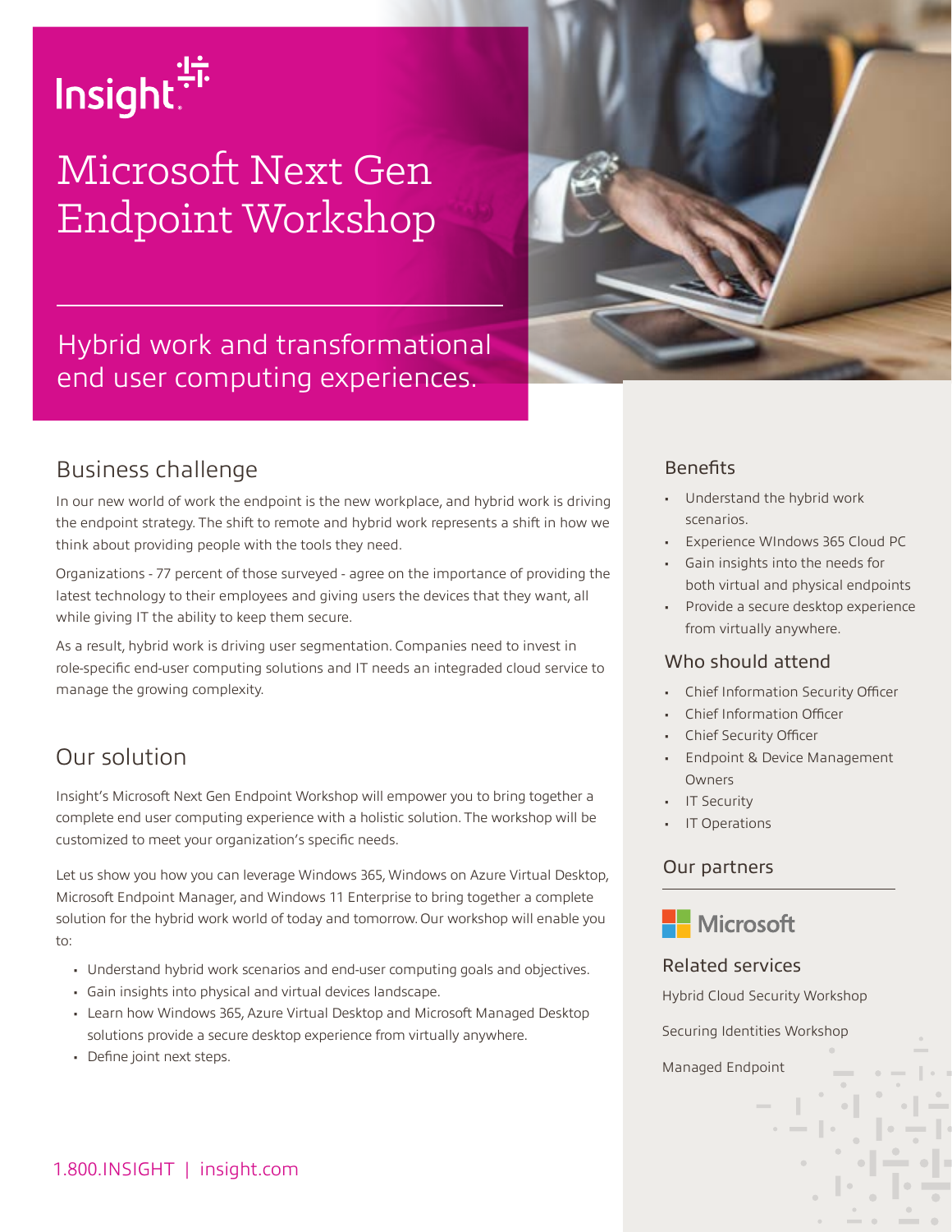Insight

# Microsoft Next Gen Endpoint Workshop

Hybrid work and transformational end user computing experiences.

## Business challenge

In our new world of work the endpoint is the new workplace, and hybrid work is driving the endpoint strategy. The shift to remote and hybrid work represents a shift in how we think about providing people with the tools they need.

Organizations - 77 percent of those surveyed - agree on the importance of providing the latest technology to their employees and giving users the devices that they want, all while giving IT the ability to keep them secure.

As a result, hybrid work is driving user segmentation. Companies need to invest in role-specific end-user computing solutions and IT needs an integraded cloud service to manage the growing complexity.

## Our solution

Insight's Microsoft Next Gen Endpoint Workshop will empower you to bring together a complete end user computing experience with a holistic solution. The workshop will be customized to meet your organization's specific needs.

Let us show you how you can leverage Windows 365, Windows on Azure Virtual Desktop, Microsoft Endpoint Manager, and Windows 11 Enterprise to bring together a complete solution for the hybrid work world of today and tomorrow. Our workshop will enable you to:

- Understand hybrid work scenarios and end-user computing goals and objectives.
- Gain insights into physical and virtual devices landscape.
- Learn how Windows 365, Azure Virtual Desktop and Microsoft Managed Desktop solutions provide a secure desktop experience from virtually anywhere.
- Define joint next steps.

1.800.INSIGHT | insight.com

### Benefits

- Understand the hybrid work scenarios.
- Experience WIndows 365 Cloud PC
- Gain insights into the needs for both virtual and physical endpoints
- Provide a secure desktop experience from virtually anywhere.

### Who should attend

- Chief Information Security Officer
- Chief Information Officer
- Chief Security Officer
- Endpoint & Device Management Owners
- IT Security
- IT Operations

### Our partners

Microsoft

### Related services

Hybrid Cloud Security Workshop

Securing Identities Workshop

Managed Endpoint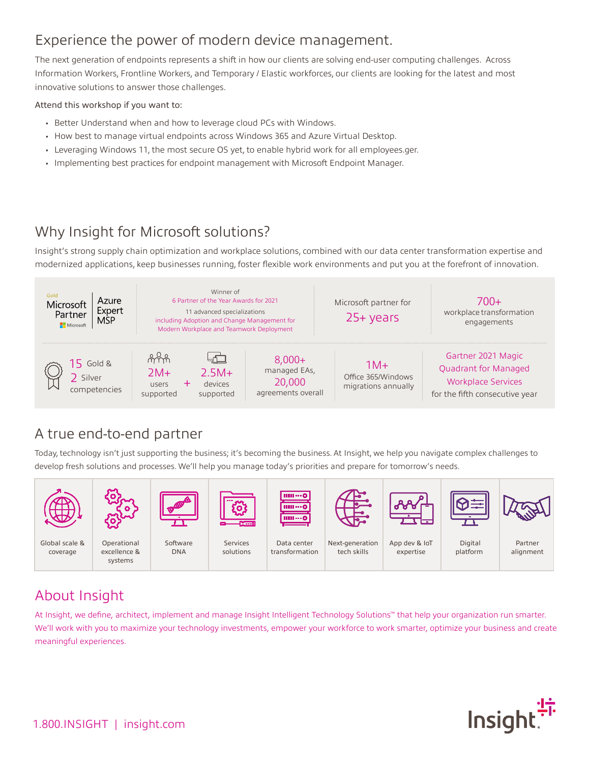## Experience the power of modern device management.

The next generation of endpoints represents a shift in how our clients are solving end-user computing challenges. Across Information Workers, Frontline Workers, and Temporary / Elastic workforces, our clients are looking for the latest and most innovative solutions to answer those challenges.

Attend this workshop if you want to:

- Better Understand when and how to leverage cloud PCs with Windows.
- How best to manage virtual endpoints across Windows 365 and Azure Virtual Desktop.
- Leveraging Windows 11, the most secure OS yet, to enable hybrid work for all employees.ger.
- Implementing best practices for endpoint management with Microsoft Endpoint Manager.

## Why Insight for Microsoft solutions?

Insight's strong supply chain optimization and workplace solutions, combined with our data center transformation expertise and modernized applications, keep businesses running, foster flexible work environments and put you at the forefront of innovation.

Gold Microsoft Partner | Azure Expert MSP

Winner of 6 Partner of the Year Awards for 2021
11 advanced specializations including Adoption and Change Management for Modern Workplace and Teamwork Deployment

Microsoft partner for 25+ years

700+ workplace transformation engagements

15 Gold & 2 Silver competencies

2M+ users supported + 2.5M+ devices supported

8,000+ managed EAs, 20,000 agreements overall

1M+ Office 365/Windows migrations annually

Gartner 2021 Magic Quadrant for Managed Workplace Services for the fifth consecutive year

## A true end-to-end partner

Today, technology isn't just supporting the business; it's becoming the business. At Insight, we help you navigate complex challenges to develop fresh solutions and processes. We'll help you manage today's priorities and prepare for tomorrow's needs.

Global scale & coverage

Operational excellence & systems

Software DNA

Services solutions

Data center transformation

Next-generation tech skills

App dev & IoT expertise

Digital platform

Partner alignment

## About Insight

At Insight, we define, architect, implement and manage Insight Intelligent Technology Solutions™ that help your organization run smarter. We'll work with you to maximize your technology investments, empower your workforce to work smarter, optimize your business and create meaningful experiences.

1.800.INSIGHT | insight.com